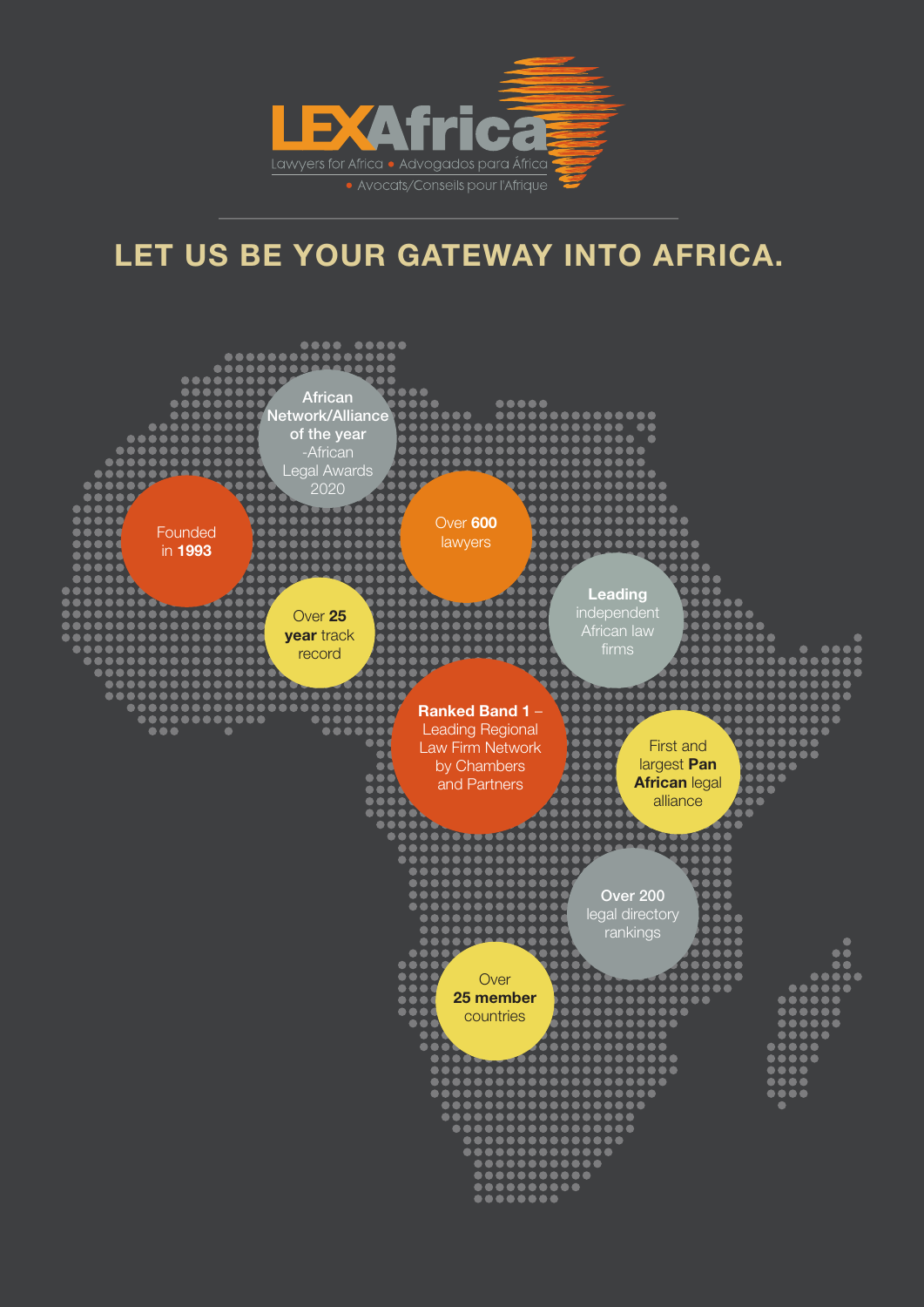# LEXAfrica

Lawyers for Africa • Advogados para África • Avocats/Conseils pour l'Afrique

## LET US BE YOUR GATEWAY INTO AFRICA.

- **African Network/Alliance of the year** -African Legal Awards 2020
- Founded in **1993**
- Over **600** lawyers
- Over **25 year** track record
- **Leading** independent African law firms
- **Ranked Band 1** – Leading Regional Law Firm Network by Chambers and Partners
- First and largest **Pan African** legal alliance
- **Over 200** legal directory rankings
- Over **25 member** countries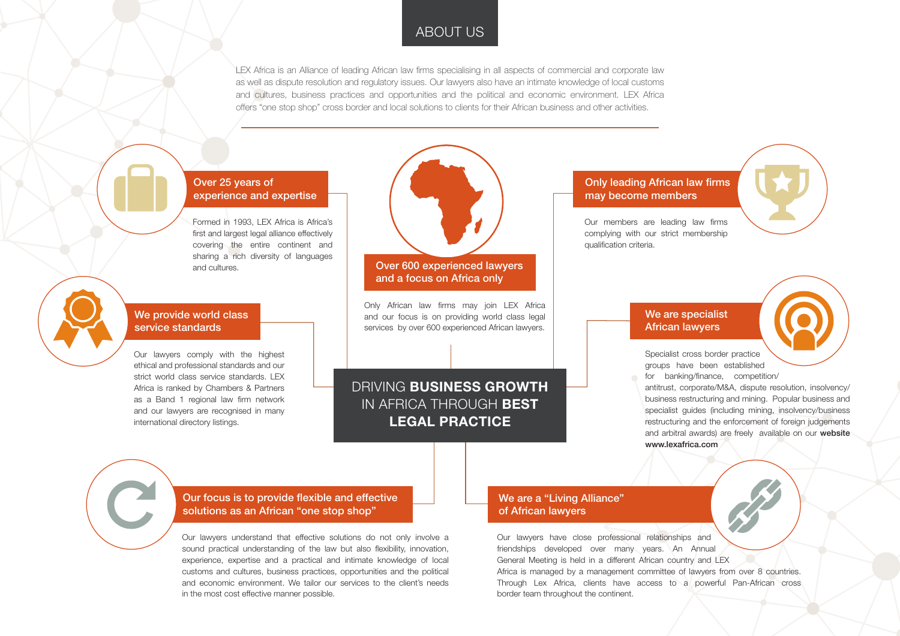# ABOUT US

LEX Africa is an Alliance of leading African law firms specialising in all aspects of commercial and corporate law as well as dispute resolution and regulatory issues. Our lawyers also have an intimate knowledge of local customs and cultures, business practices and opportunities and the political and economic environment. LEX Africa offers "one stop shop" cross border and local solutions to clients for their African business and other activities.

## DRIVING **BUSINESS GROWTH** IN AFRICA THROUGH **BEST LEGAL PRACTICE**

### Over 25 years of experience and expertise

Formed in 1993, LEX Africa is Africa's first and largest legal alliance effectively covering the entire continent and sharing a rich diversity of languages and cultures.

### Over 600 experienced lawyers and a focus on Africa only

Only African law firms may join LEX Africa and our focus is on providing world class legal services by over 600 experienced African lawyers.

### Only leading African law firms may become members

Our members are leading law firms complying with our strict membership qualification criteria.

### We provide world class service standards

Our lawyers comply with the highest ethical and professional standards and our strict world class service standards. LEX Africa is ranked by Chambers & Partners as a Band 1 regional law firm network and our lawyers are recognised in many international directory listings.

### We are specialist African lawyers

Specialist cross border practice groups have been established for banking/finance, competition/antitrust, corporate/M&A, dispute resolution, insolvency/business restructuring and mining. Popular business and specialist guides (including mining, insolvency/business restructuring and the enforcement of foreign judgements and arbitral awards) are freely available on our **website www.lexafrica.com**

### Our focus is to provide flexible and effective solutions as an African "one stop shop"

Our lawyers understand that effective solutions do not only involve a sound practical understanding of the law but also flexibility, innovation, experience, expertise and a practical and intimate knowledge of local customs and cultures, business practices, opportunities and the political and economic environment. We tailor our services to the client's needs in the most cost effective manner possible.

### We are a "Living Alliance" of African lawyers

Our lawyers have close professional relationships and friendships developed over many years. An Annual General Meeting is held in a different African country and LEX Africa is managed by a management committee of lawyers from over 8 countries. Through Lex Africa, clients have access to a powerful Pan-African cross border team throughout the continent.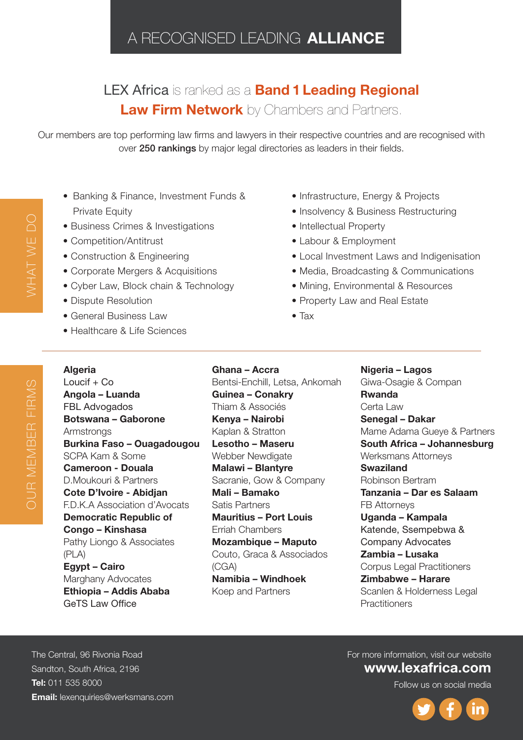# A RECOGNISED LEADING **ALLIANCE**

## LEX Africa is ranked as a **Band 1 Leading Regional Law Firm Network** by Chambers and Partners.

Our members are top performing law firms and lawyers in their respective countries and are recognised with over **250 rankings** by major legal directories as leaders in their fields.

WHAT WE DO

- Banking & Finance, Investment Funds & Private Equity
- Business Crimes & Investigations
- Competition/Antitrust
- Construction & Engineering
- Corporate Mergers & Acquisitions
- Cyber Law, Block chain & Technology
- Dispute Resolution
- General Business Law
- Healthcare & Life Sciences
- Infrastructure, Energy & Projects
- Insolvency & Business Restructuring
- Intellectual Property
- Labour & Employment
- Local Investment Laws and Indigenisation
- Media, Broadcasting & Communications
- Mining, Environmental & Resources
- Property Law and Real Estate
- Tax

OUR MEMBER FIRMS

**Algeria**
Loucif + Co

**Angola – Luanda**
FBL Advogados

**Botswana – Gaborone**
Armstrongs

**Burkina Faso – Ouagadougou**
SCPA Kam & Some

**Cameroon - Douala**
D.Moukouri & Partners

**Cote D'Ivoire - Abidjan**
F.D.K.A Association d'Avocats

**Democratic Republic of Congo – Kinshasa**
Pathy Liongo & Associates (PLA)

**Egypt – Cairo**
Marghany Advocates

**Ethiopia – Addis Ababa**
GeTS Law Office

**Ghana – Accra**
Bentsi-Enchill, Letsa, Ankomah

**Guinea – Conakry**
Thiam & Associés

**Kenya – Nairobi**
Kaplan & Stratton

**Lesotho – Maseru**
Webber Newdigate

**Malawi – Blantyre**
Sacranie, Gow & Company

**Mali – Bamako**
Satis Partners

**Mauritius – Port Louis**
Erriah Chambers

**Mozambique – Maputo**
Couto, Graca & Associados (CGA)

**Namibia – Windhoek**
Koep and Partners

**Nigeria – Lagos**
Giwa-Osagie & Compan

**Rwanda**
Certa Law

**Senegal – Dakar**
Mame Adama Gueye & Partners

**South Africa – Johannesburg**
Werksmans Attorneys

**Swaziland**
Robinson Bertram

**Tanzania – Dar es Salaam**
FB Attorneys

**Uganda – Kampala**
Katende, Ssempebwa & Company Advocates

**Zambia – Lusaka**
Corpus Legal Practitioners

**Zimbabwe – Harare**
Scanlen & Holderness Legal Practitioners

The Central, 96 Rivonia Road
Sandton, South Africa, 2196
**Tel:** 011 535 8000
**Email:** lexenquiries@werksmans.com

For more information, visit our website
**www.lexafrica.com**
Follow us on social media